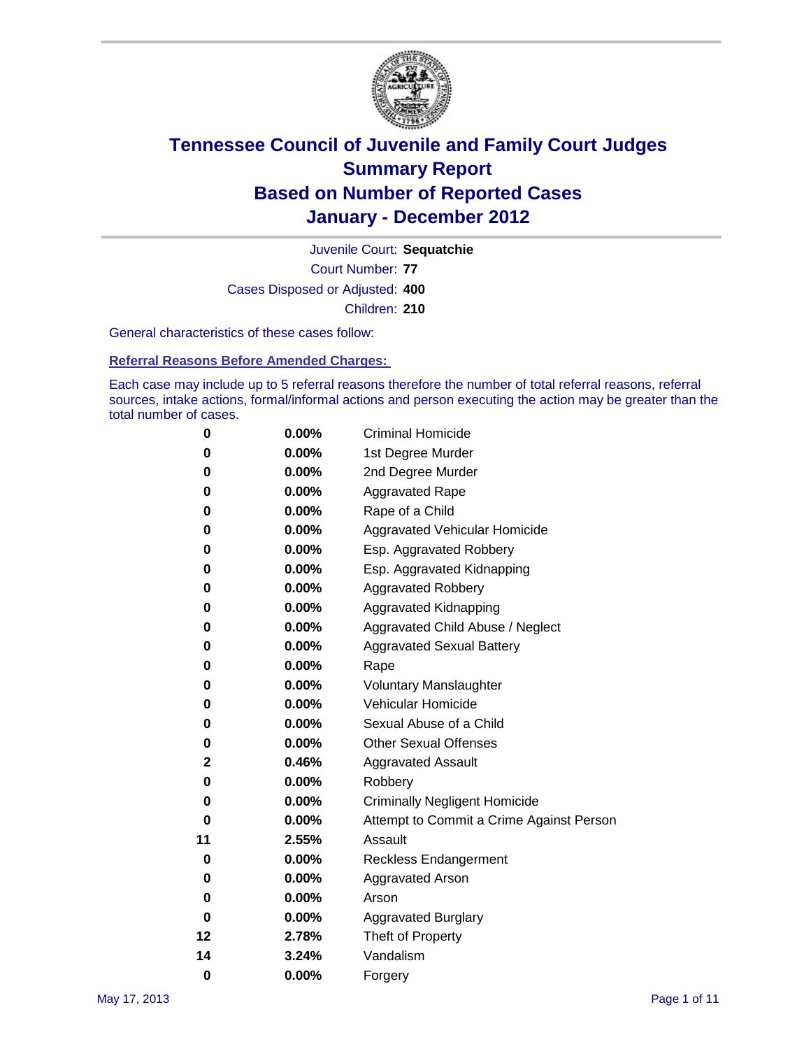# Tennessee Council of Juvenile and Family Court Judges
## Summary Report
## Based on Number of Reported Cases
## January - December 2012

Juvenile Court: **Sequatchie**

Court Number: **77**

Cases Disposed or Adjusted: **400**

Children: **210**

General characteristics of these cases follow:

### Referral Reasons Before Amended Charges:

Each case may include up to 5 referral reasons therefore the number of total referral reasons, referral sources, intake actions, formal/informal actions and person executing the action may be greater than the total number of cases.

| Count | Percent | Referral Reason |
|---|---|---|
| 0 | 0.00% | Criminal Homicide |
| 0 | 0.00% | 1st Degree Murder |
| 0 | 0.00% | 2nd Degree Murder |
| 0 | 0.00% | Aggravated Rape |
| 0 | 0.00% | Rape of a Child |
| 0 | 0.00% | Aggravated Vehicular Homicide |
| 0 | 0.00% | Esp. Aggravated Robbery |
| 0 | 0.00% | Esp. Aggravated Kidnapping |
| 0 | 0.00% | Aggravated Robbery |
| 0 | 0.00% | Aggravated Kidnapping |
| 0 | 0.00% | Aggravated Child Abuse / Neglect |
| 0 | 0.00% | Aggravated Sexual Battery |
| 0 | 0.00% | Rape |
| 0 | 0.00% | Voluntary Manslaughter |
| 0 | 0.00% | Vehicular Homicide |
| 0 | 0.00% | Sexual Abuse of a Child |
| 0 | 0.00% | Other Sexual Offenses |
| 2 | 0.46% | Aggravated Assault |
| 0 | 0.00% | Robbery |
| 0 | 0.00% | Criminally Negligent Homicide |
| 0 | 0.00% | Attempt to Commit a Crime Against Person |
| 11 | 2.55% | Assault |
| 0 | 0.00% | Reckless Endangerment |
| 0 | 0.00% | Aggravated Arson |
| 0 | 0.00% | Arson |
| 0 | 0.00% | Aggravated Burglary |
| 12 | 2.78% | Theft of Property |
| 14 | 3.24% | Vandalism |
| 0 | 0.00% | Forgery |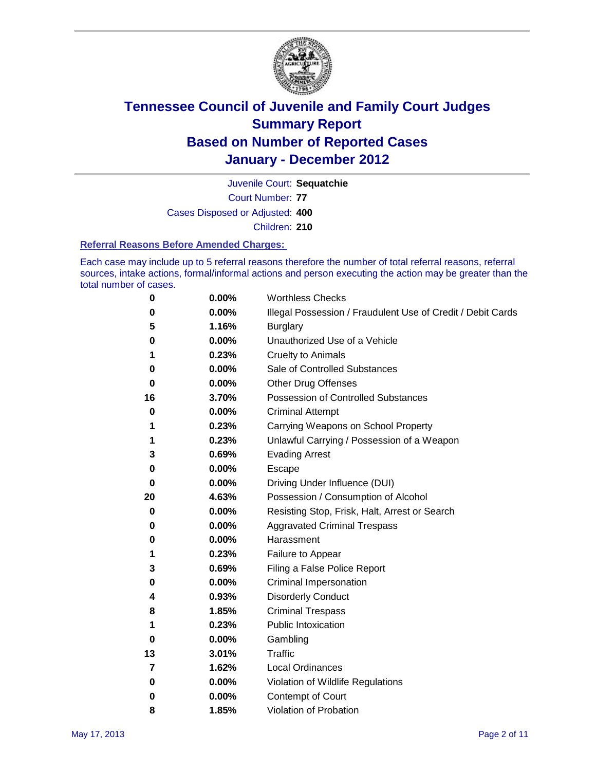# Tennessee Council of Juvenile and Family Court Judges
## Summary Report
## Based on Number of Reported Cases
## January - December 2012

Juvenile Court: **Sequatchie**
Court Number: **77**
Cases Disposed or Adjusted: **400**
Children: **210**

### Referral Reasons Before Amended Charges:

Each case may include up to 5 referral reasons therefore the number of total referral reasons, referral sources, intake actions, formal/informal actions and person executing the action may be greater than the total number of cases.

| Count | Percent | Referral Reason |
|---|---|---|
| **0** | **0.00%** | Worthless Checks |
| **0** | **0.00%** | Illegal Possession / Fraudulent Use of Credit / Debit Cards |
| **5** | **1.16%** | Burglary |
| **0** | **0.00%** | Unauthorized Use of a Vehicle |
| **1** | **0.23%** | Cruelty to Animals |
| **0** | **0.00%** | Sale of Controlled Substances |
| **0** | **0.00%** | Other Drug Offenses |
| **16** | **3.70%** | Possession of Controlled Substances |
| **0** | **0.00%** | Criminal Attempt |
| **1** | **0.23%** | Carrying Weapons on School Property |
| **1** | **0.23%** | Unlawful Carrying / Possession of a Weapon |
| **3** | **0.69%** | Evading Arrest |
| **0** | **0.00%** | Escape |
| **0** | **0.00%** | Driving Under Influence (DUI) |
| **20** | **4.63%** | Possession / Consumption of Alcohol |
| **0** | **0.00%** | Resisting Stop, Frisk, Halt, Arrest or Search |
| **0** | **0.00%** | Aggravated Criminal Trespass |
| **0** | **0.00%** | Harassment |
| **1** | **0.23%** | Failure to Appear |
| **3** | **0.69%** | Filing a False Police Report |
| **0** | **0.00%** | Criminal Impersonation |
| **4** | **0.93%** | Disorderly Conduct |
| **8** | **1.85%** | Criminal Trespass |
| **1** | **0.23%** | Public Intoxication |
| **0** | **0.00%** | Gambling |
| **13** | **3.01%** | Traffic |
| **7** | **1.62%** | Local Ordinances |
| **0** | **0.00%** | Violation of Wildlife Regulations |
| **0** | **0.00%** | Contempt of Court |
| **8** | **1.85%** | Violation of Probation |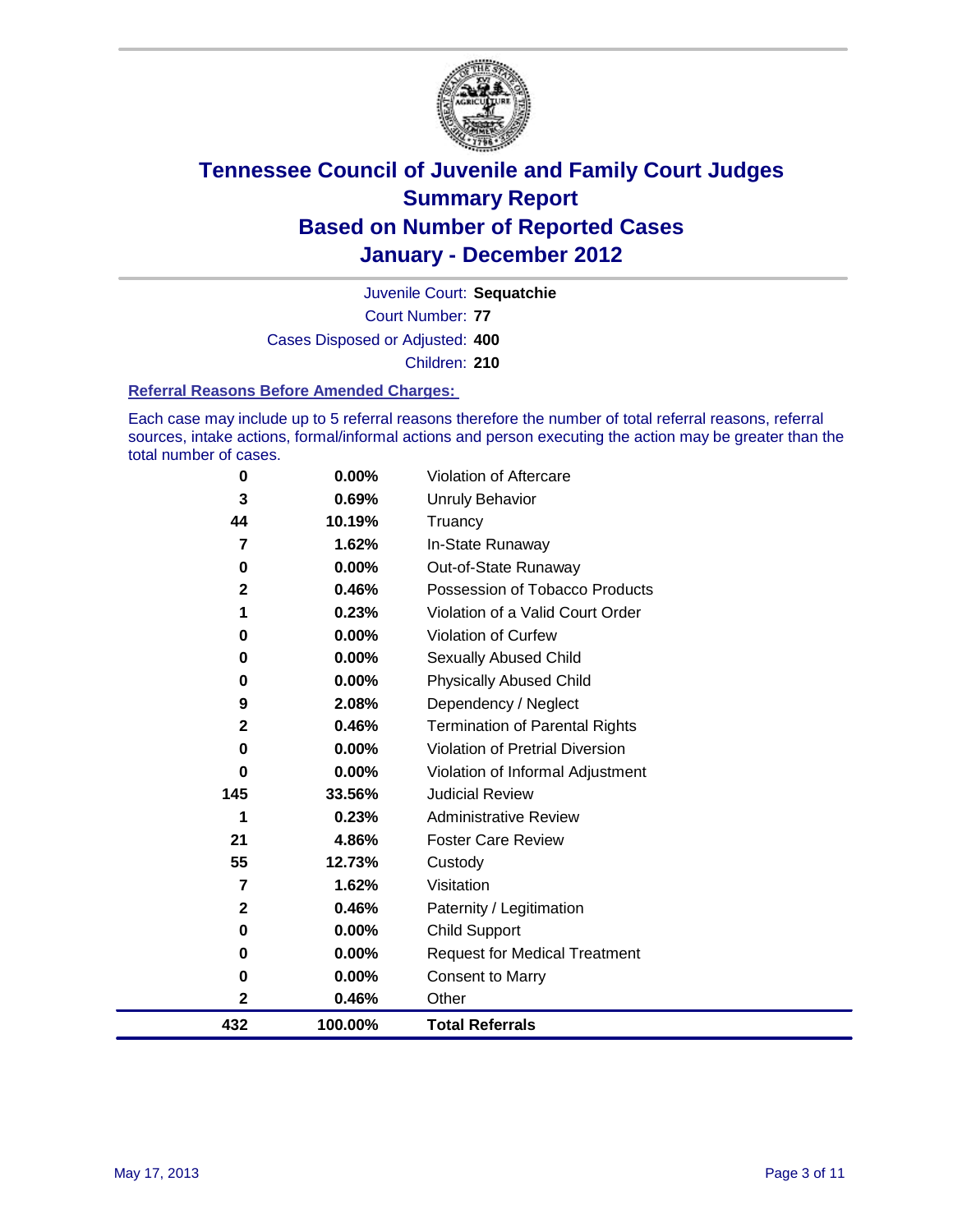# Tennessee Council of Juvenile and Family Court Judges
# Summary Report
# Based on Number of Reported Cases
# January - December 2012

Juvenile Court: **Sequatchie**

Court Number: **77**

Cases Disposed or Adjusted: **400**

Children: **210**

### Referral Reasons Before Amended Charges:

Each case may include up to 5 referral reasons therefore the number of total referral reasons, referral sources, intake actions, formal/informal actions and person executing the action may be greater than the total number of cases.

| | | |
|---|---|---|
| 0 | 0.00% | Violation of Aftercare |
| 3 | 0.69% | Unruly Behavior |
| 44 | 10.19% | Truancy |
| 7 | 1.62% | In-State Runaway |
| 0 | 0.00% | Out-of-State Runaway |
| 2 | 0.46% | Possession of Tobacco Products |
| 1 | 0.23% | Violation of a Valid Court Order |
| 0 | 0.00% | Violation of Curfew |
| 0 | 0.00% | Sexually Abused Child |
| 0 | 0.00% | Physically Abused Child |
| 9 | 2.08% | Dependency / Neglect |
| 2 | 0.46% | Termination of Parental Rights |
| 0 | 0.00% | Violation of Pretrial Diversion |
| 0 | 0.00% | Violation of Informal Adjustment |
| 145 | 33.56% | Judicial Review |
| 1 | 0.23% | Administrative Review |
| 21 | 4.86% | Foster Care Review |
| 55 | 12.73% | Custody |
| 7 | 1.62% | Visitation |
| 2 | 0.46% | Paternity / Legitimation |
| 0 | 0.00% | Child Support |
| 0 | 0.00% | Request for Medical Treatment |
| 0 | 0.00% | Consent to Marry |
| 2 | 0.46% | Other |
| **432** | **100.00%** | **Total Referrals** |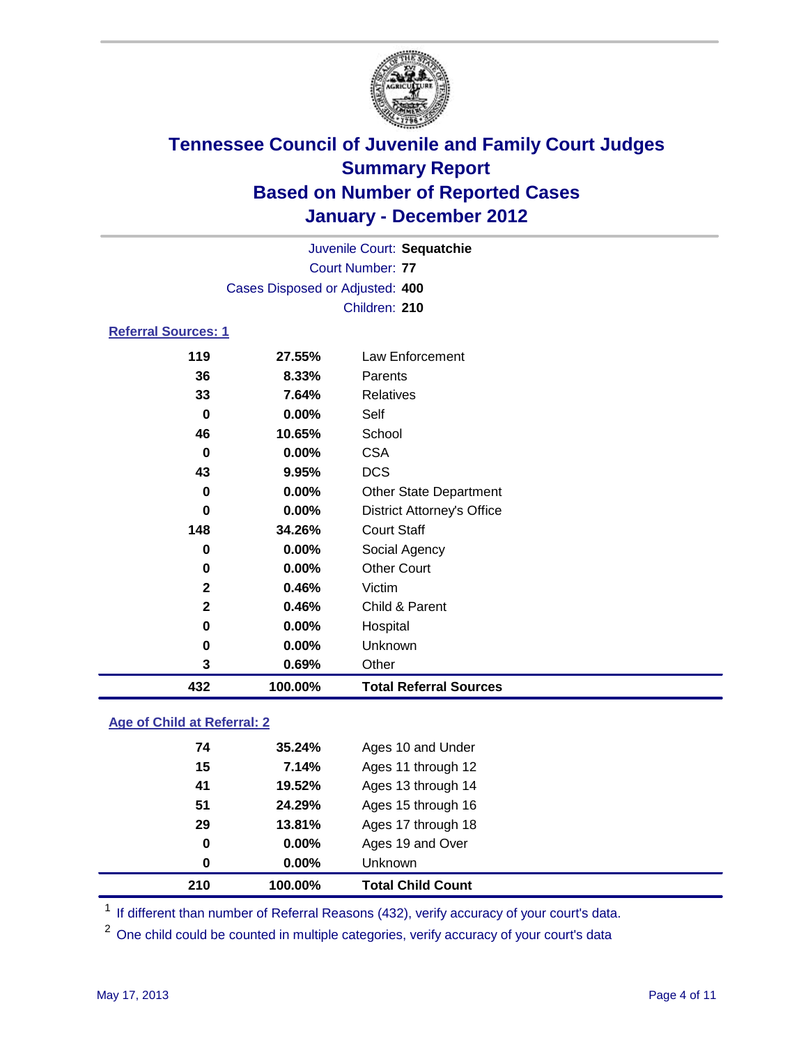# Tennessee Council of Juvenile and Family Court Judges
## Summary Report
## Based on Number of Reported Cases
## January - December 2012

Juvenile Court: **Sequatchie**
Court Number: **77**
Cases Disposed or Adjusted: **400**
Children: **210**

### Referral Sources: 1

| | | |
|---|---|---|
| 119 | 27.55% | Law Enforcement |
| 36 | 8.33% | Parents |
| 33 | 7.64% | Relatives |
| 0 | 0.00% | Self |
| 46 | 10.65% | School |
| 0 | 0.00% | CSA |
| 43 | 9.95% | DCS |
| 0 | 0.00% | Other State Department |
| 0 | 0.00% | District Attorney's Office |
| 148 | 34.26% | Court Staff |
| 0 | 0.00% | Social Agency |
| 0 | 0.00% | Other Court |
| 2 | 0.46% | Victim |
| 2 | 0.46% | Child & Parent |
| 0 | 0.00% | Hospital |
| 0 | 0.00% | Unknown |
| 3 | 0.69% | Other |
| **432** | **100.00%** | **Total Referral Sources** |

### Age of Child at Referral: 2

| | | |
|---|---|---|
| 74 | 35.24% | Ages 10 and Under |
| 15 | 7.14% | Ages 11 through 12 |
| 41 | 19.52% | Ages 13 through 14 |
| 51 | 24.29% | Ages 15 through 16 |
| 29 | 13.81% | Ages 17 through 18 |
| 0 | 0.00% | Ages 19 and Over |
| 0 | 0.00% | Unknown |
| **210** | **100.00%** | **Total Child Count** |

[1] If different than number of Referral Reasons (432), verify accuracy of your court's data.

[2] One child could be counted in multiple categories, verify accuracy of your court's data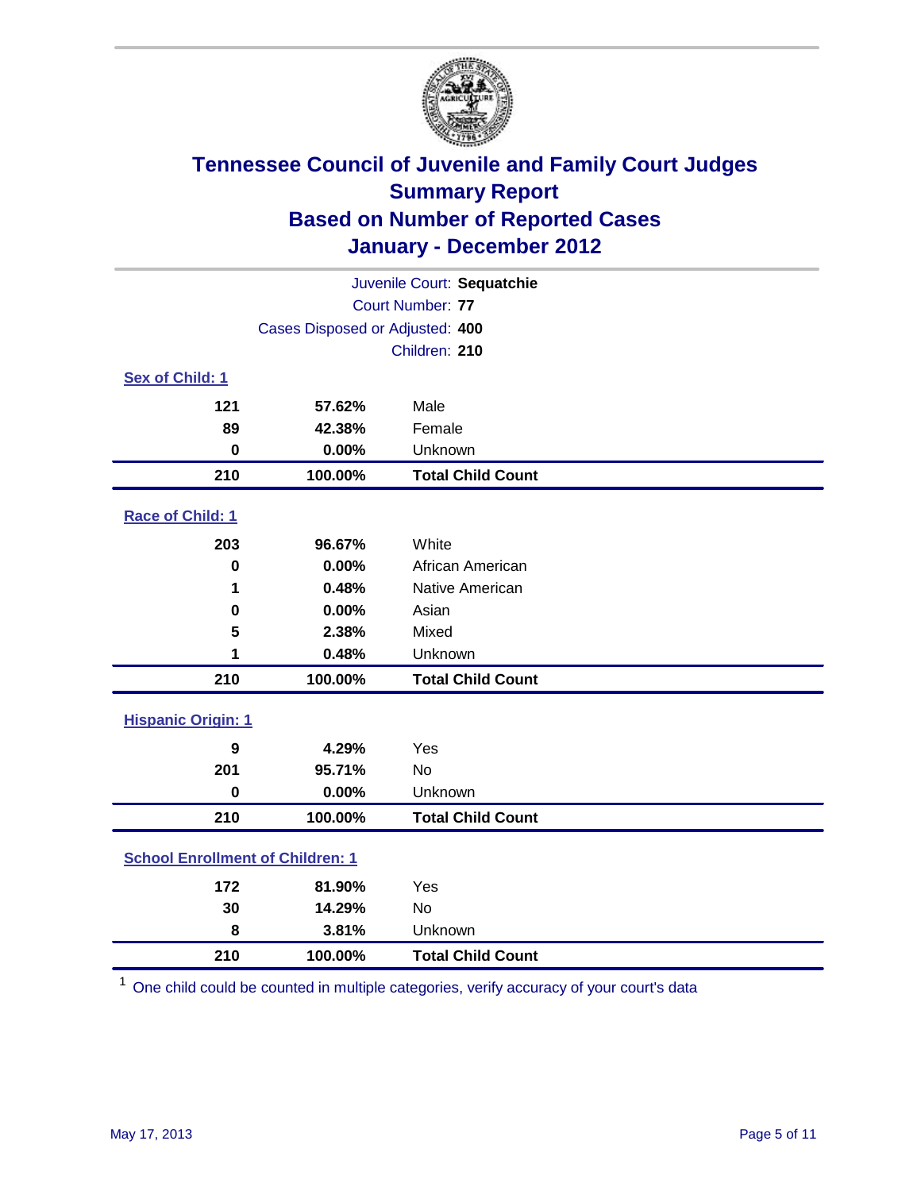# Tennessee Council of Juvenile and Family Court Judges
## Summary Report
## Based on Number of Reported Cases
## January - December 2012

Juvenile Court: **Sequatchie**
Court Number: **77**
Cases Disposed or Adjusted: **400**
Children: **210**

### Sex of Child: 1

| | | |
|---|---|---|
| **121** | **57.62%** | Male |
| **89** | **42.38%** | Female |
| **0** | **0.00%** | Unknown |
| **210** | **100.00%** | **Total Child Count** |

### Race of Child: 1

| | | |
|---|---|---|
| **203** | **96.67%** | White |
| **0** | **0.00%** | African American |
| **1** | **0.48%** | Native American |
| **0** | **0.00%** | Asian |
| **5** | **2.38%** | Mixed |
| **1** | **0.48%** | Unknown |
| **210** | **100.00%** | **Total Child Count** |

### Hispanic Origin: 1

| | | |
|---|---|---|
| **9** | **4.29%** | Yes |
| **201** | **95.71%** | No |
| **0** | **0.00%** | Unknown |
| **210** | **100.00%** | **Total Child Count** |

### School Enrollment of Children: 1

| | | |
|---|---|---|
| **172** | **81.90%** | Yes |
| **30** | **14.29%** | No |
| **8** | **3.81%** | Unknown |
| **210** | **100.00%** | **Total Child Count** |

[1] One child could be counted in multiple categories, verify accuracy of your court's data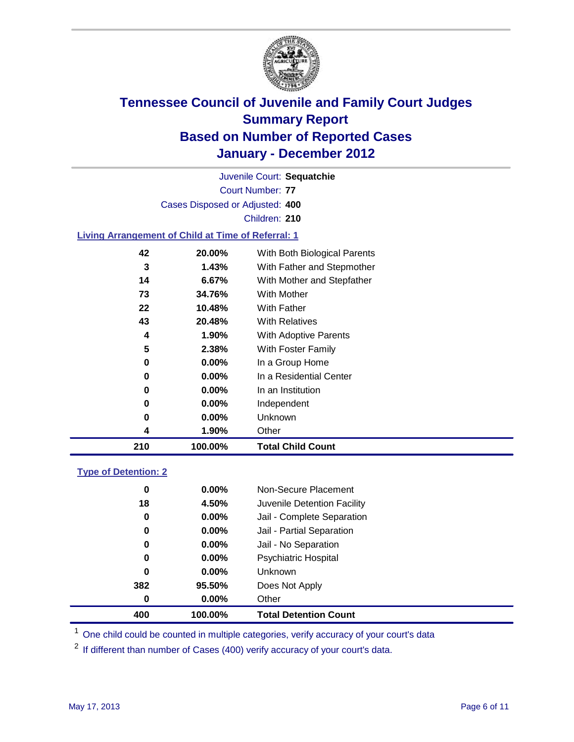# Tennessee Council of Juvenile and Family Court Judges
## Summary Report
## Based on Number of Reported Cases
## January - December 2012

Juvenile Court: **Sequatchie**

Court Number: **77**

Cases Disposed or Adjusted: **400**

Children: **210**

### Living Arrangement of Child at Time of Referral: 1

| | | |
|---|---|---|
| 42 | 20.00% | With Both Biological Parents |
| 3 | 1.43% | With Father and Stepmother |
| 14 | 6.67% | With Mother and Stepfather |
| 73 | 34.76% | With Mother |
| 22 | 10.48% | With Father |
| 43 | 20.48% | With Relatives |
| 4 | 1.90% | With Adoptive Parents |
| 5 | 2.38% | With Foster Family |
| 0 | 0.00% | In a Group Home |
| 0 | 0.00% | In a Residential Center |
| 0 | 0.00% | In an Institution |
| 0 | 0.00% | Independent |
| 0 | 0.00% | Unknown |
| 4 | 1.90% | Other |
| **210** | **100.00%** | **Total Child Count** |

### Type of Detention: 2

| | | |
|---|---|---|
| 0 | 0.00% | Non-Secure Placement |
| 18 | 4.50% | Juvenile Detention Facility |
| 0 | 0.00% | Jail - Complete Separation |
| 0 | 0.00% | Jail - Partial Separation |
| 0 | 0.00% | Jail - No Separation |
| 0 | 0.00% | Psychiatric Hospital |
| 0 | 0.00% | Unknown |
| 382 | 95.50% | Does Not Apply |
| 0 | 0.00% | Other |
| **400** | **100.00%** | **Total Detention Count** |

[1] One child could be counted in multiple categories, verify accuracy of your court's data

[2] If different than number of Cases (400) verify accuracy of your court's data.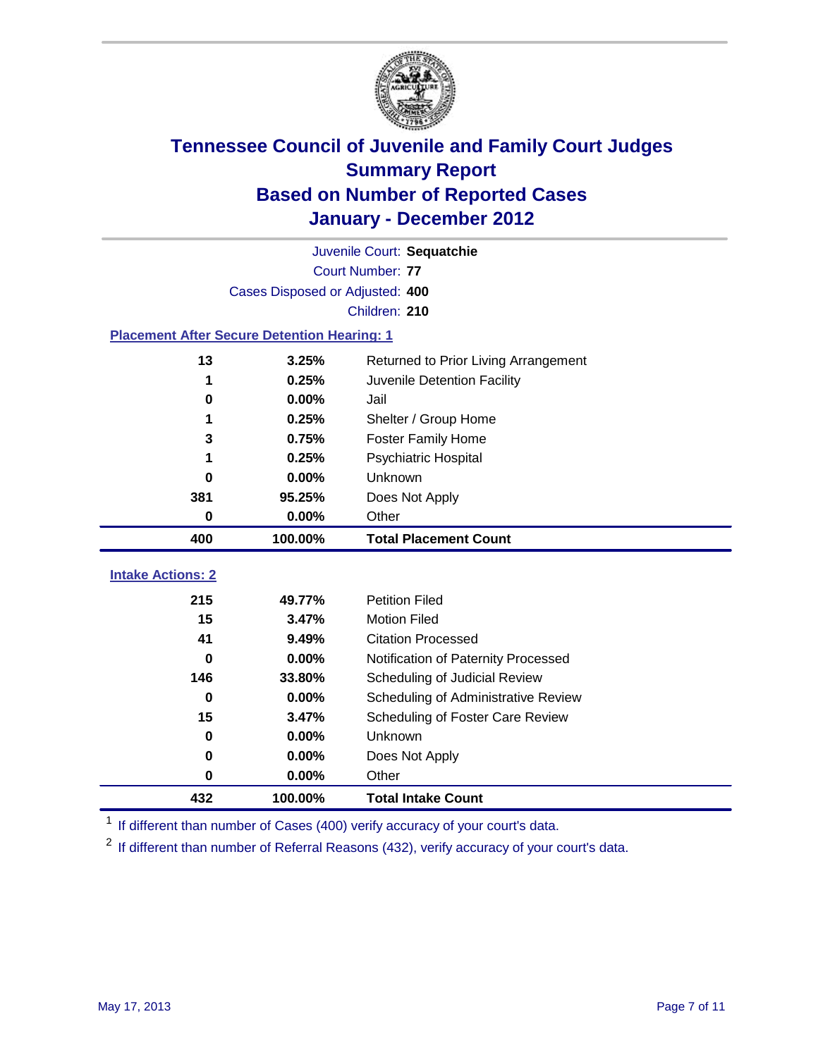# Tennessee Council of Juvenile and Family Court Judges
## Summary Report
## Based on Number of Reported Cases
## January - December 2012

Juvenile Court: **Sequatchie**
Court Number: **77**
Cases Disposed or Adjusted: **400**
Children: **210**

### Placement After Secure Detention Hearing: 1

| Count | Percent | Placement |
|---|---|---|
| 13 | 3.25% | Returned to Prior Living Arrangement |
| 1 | 0.25% | Juvenile Detention Facility |
| 0 | 0.00% | Jail |
| 1 | 0.25% | Shelter / Group Home |
| 3 | 0.75% | Foster Family Home |
| 1 | 0.25% | Psychiatric Hospital |
| 0 | 0.00% | Unknown |
| 381 | 95.25% | Does Not Apply |
| 0 | 0.00% | Other |
| **400** | **100.00%** | **Total Placement Count** |

### Intake Actions: 2

| Count | Percent | Intake Action |
|---|---|---|
| 215 | 49.77% | Petition Filed |
| 15 | 3.47% | Motion Filed |
| 41 | 9.49% | Citation Processed |
| 0 | 0.00% | Notification of Paternity Processed |
| 146 | 33.80% | Scheduling of Judicial Review |
| 0 | 0.00% | Scheduling of Administrative Review |
| 15 | 3.47% | Scheduling of Foster Care Review |
| 0 | 0.00% | Unknown |
| 0 | 0.00% | Does Not Apply |
| 0 | 0.00% | Other |
| **432** | **100.00%** | **Total Intake Count** |

[1] If different than number of Cases (400) verify accuracy of your court's data.

[2] If different than number of Referral Reasons (432), verify accuracy of your court's data.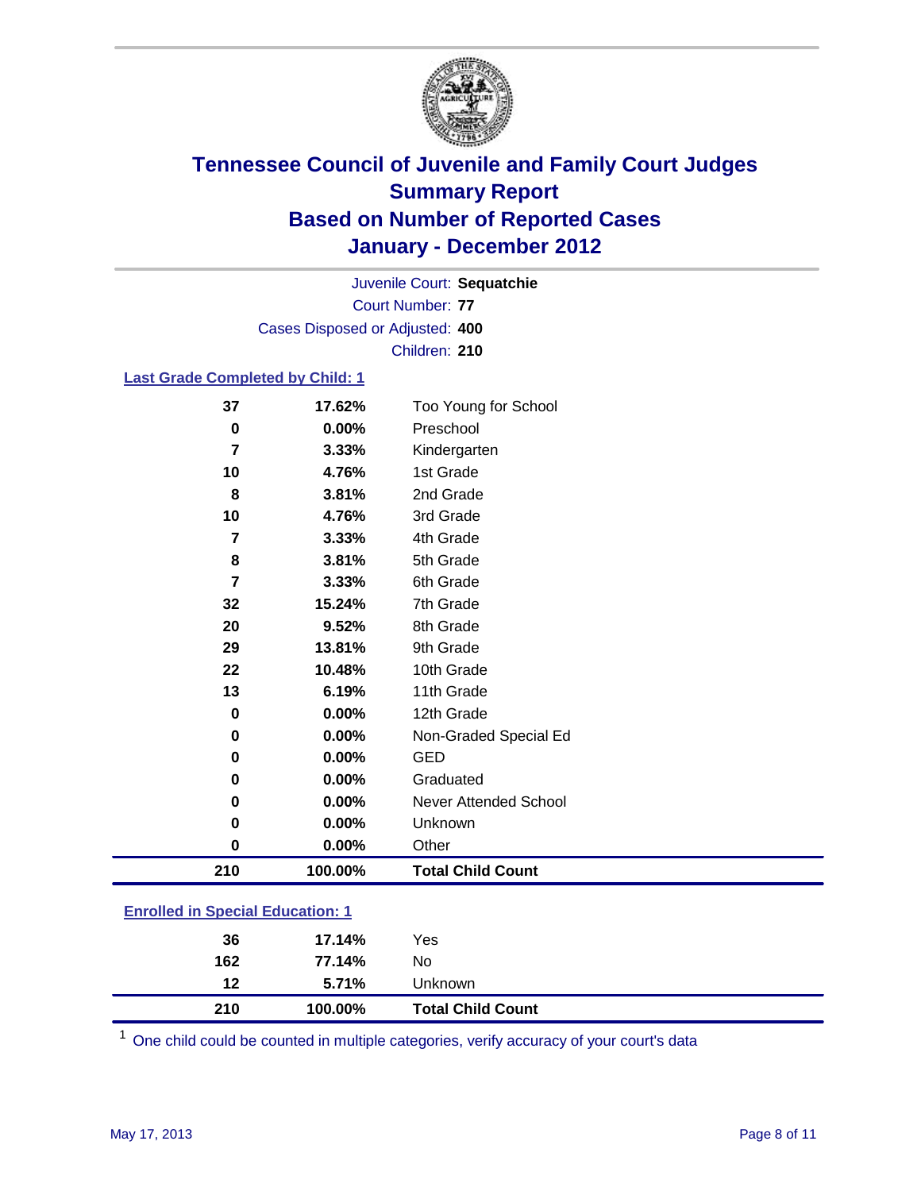# Tennessee Council of Juvenile and Family Court Judges
## Summary Report
## Based on Number of Reported Cases
## January - December 2012

Juvenile Court: **Sequatchie**
Court Number: **77**
Cases Disposed or Adjusted: **400**
Children: **210**

### Last Grade Completed by Child: 1

| Count | Percent | Category |
|---|---|---|
| 37 | 17.62% | Too Young for School |
| 0 | 0.00% | Preschool |
| 7 | 3.33% | Kindergarten |
| 10 | 4.76% | 1st Grade |
| 8 | 3.81% | 2nd Grade |
| 10 | 4.76% | 3rd Grade |
| 7 | 3.33% | 4th Grade |
| 8 | 3.81% | 5th Grade |
| 7 | 3.33% | 6th Grade |
| 32 | 15.24% | 7th Grade |
| 20 | 9.52% | 8th Grade |
| 29 | 13.81% | 9th Grade |
| 22 | 10.48% | 10th Grade |
| 13 | 6.19% | 11th Grade |
| 0 | 0.00% | 12th Grade |
| 0 | 0.00% | Non-Graded Special Ed |
| 0 | 0.00% | GED |
| 0 | 0.00% | Graduated |
| 0 | 0.00% | Never Attended School |
| 0 | 0.00% | Unknown |
| 0 | 0.00% | Other |
| **210** | **100.00%** | **Total Child Count** |

### Enrolled in Special Education: 1

| Count | Percent | Category |
|---|---|---|
| 36 | 17.14% | Yes |
| 162 | 77.14% | No |
| 12 | 5.71% | Unknown |
| **210** | **100.00%** | **Total Child Count** |

[1] One child could be counted in multiple categories, verify accuracy of your court's data

May 17, 2013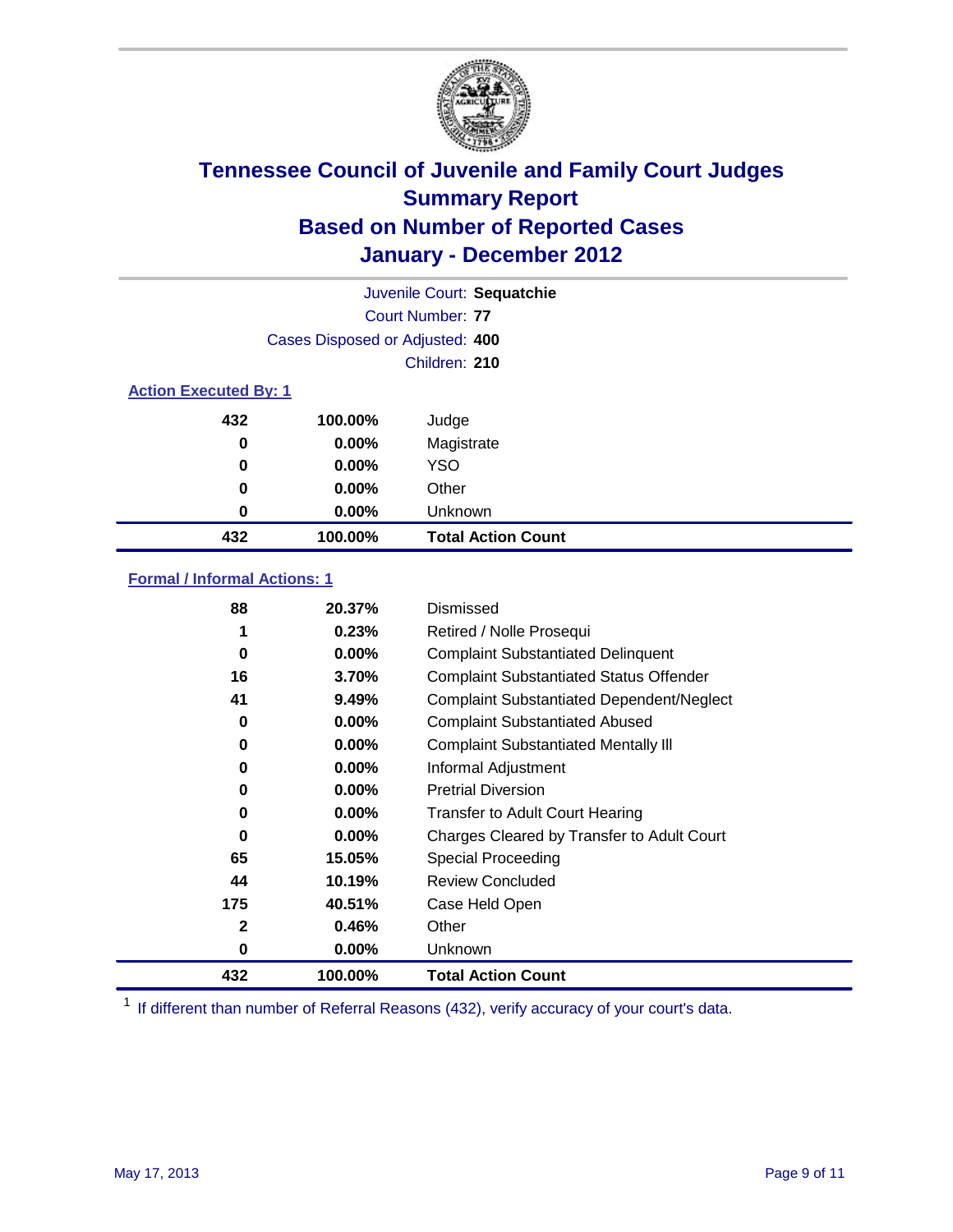# Tennessee Council of Juvenile and Family Court Judges
## Summary Report
## Based on Number of Reported Cases
## January - December 2012

Juvenile Court: **Sequatchie**
Court Number: **77**
Cases Disposed or Adjusted: **400**
Children: **210**

### Action Executed By: 1

| | | |
|---|---|---|
| 432 | 100.00% | Judge |
| 0 | 0.00% | Magistrate |
| 0 | 0.00% | YSO |
| 0 | 0.00% | Other |
| 0 | 0.00% | Unknown |
| **432** | **100.00%** | **Total Action Count** |

### Formal / Informal Actions: 1

| | | |
|---|---|---|
| 88 | 20.37% | Dismissed |
| 1 | 0.23% | Retired / Nolle Prosequi |
| 0 | 0.00% | Complaint Substantiated Delinquent |
| 16 | 3.70% | Complaint Substantiated Status Offender |
| 41 | 9.49% | Complaint Substantiated Dependent/Neglect |
| 0 | 0.00% | Complaint Substantiated Abused |
| 0 | 0.00% | Complaint Substantiated Mentally Ill |
| 0 | 0.00% | Informal Adjustment |
| 0 | 0.00% | Pretrial Diversion |
| 0 | 0.00% | Transfer to Adult Court Hearing |
| 0 | 0.00% | Charges Cleared by Transfer to Adult Court |
| 65 | 15.05% | Special Proceeding |
| 44 | 10.19% | Review Concluded |
| 175 | 40.51% | Case Held Open |
| 2 | 0.46% | Other |
| 0 | 0.00% | Unknown |
| **432** | **100.00%** | **Total Action Count** |

[1] If different than number of Referral Reasons (432), verify accuracy of your court's data.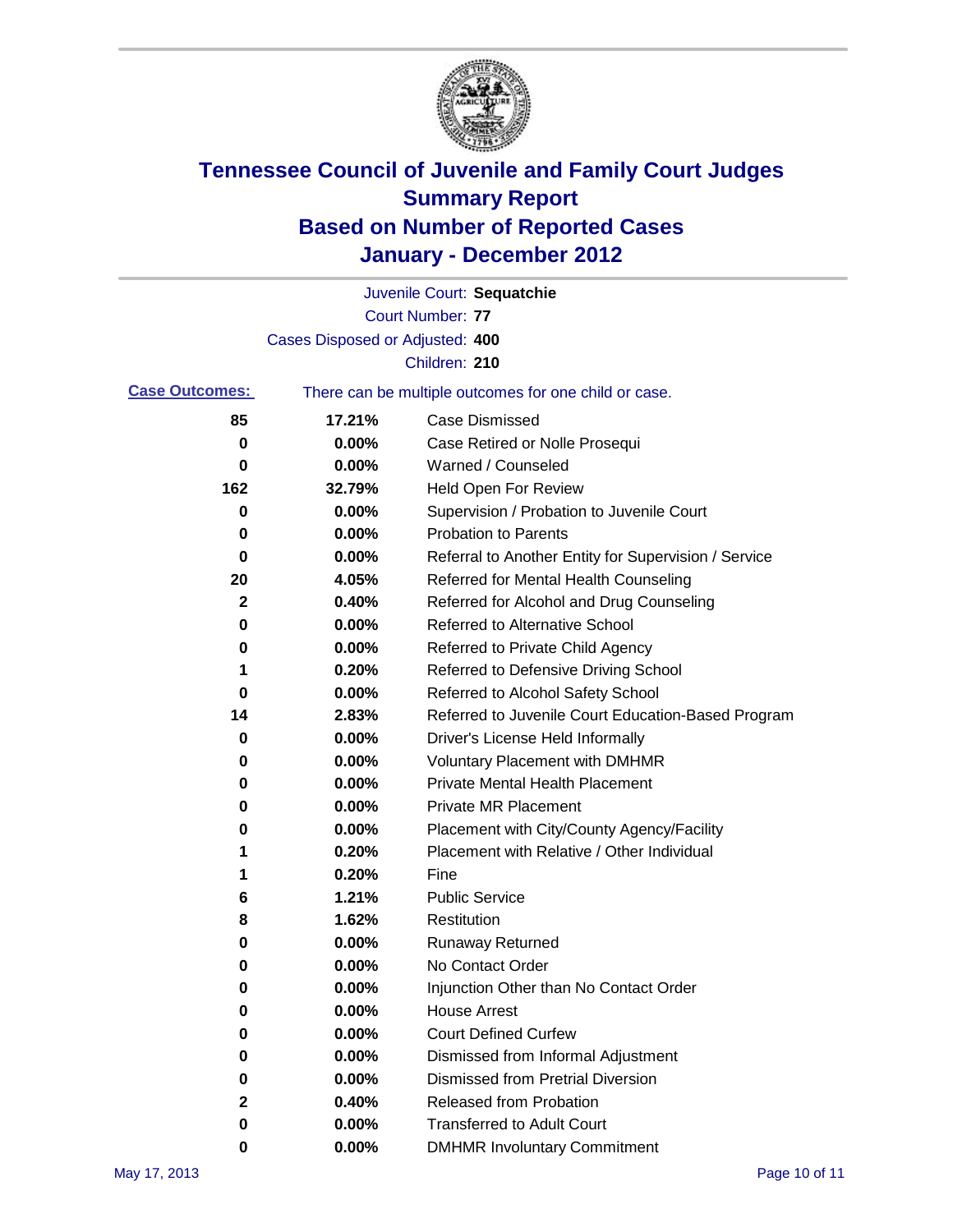# Tennessee Council of Juvenile and Family Court Judges
# Summary Report
# Based on Number of Reported Cases
# January - December 2012

Juvenile Court: **Sequatchie**

Court Number: **77**

Cases Disposed or Adjusted: **400**

Children: **210**

**Case Outcomes:** There can be multiple outcomes for one child or case.

| | | |
|---|---|---|
| **85** | **17.21%** | Case Dismissed |
| **0** | **0.00%** | Case Retired or Nolle Prosequi |
| **0** | **0.00%** | Warned / Counseled |
| **162** | **32.79%** | Held Open For Review |
| **0** | **0.00%** | Supervision / Probation to Juvenile Court |
| **0** | **0.00%** | Probation to Parents |
| **0** | **0.00%** | Referral to Another Entity for Supervision / Service |
| **20** | **4.05%** | Referred for Mental Health Counseling |
| **2** | **0.40%** | Referred for Alcohol and Drug Counseling |
| **0** | **0.00%** | Referred to Alternative School |
| **0** | **0.00%** | Referred to Private Child Agency |
| **1** | **0.20%** | Referred to Defensive Driving School |
| **0** | **0.00%** | Referred to Alcohol Safety School |
| **14** | **2.83%** | Referred to Juvenile Court Education-Based Program |
| **0** | **0.00%** | Driver's License Held Informally |
| **0** | **0.00%** | Voluntary Placement with DMHMR |
| **0** | **0.00%** | Private Mental Health Placement |
| **0** | **0.00%** | Private MR Placement |
| **0** | **0.00%** | Placement with City/County Agency/Facility |
| **1** | **0.20%** | Placement with Relative / Other Individual |
| **1** | **0.20%** | Fine |
| **6** | **1.21%** | Public Service |
| **8** | **1.62%** | Restitution |
| **0** | **0.00%** | Runaway Returned |
| **0** | **0.00%** | No Contact Order |
| **0** | **0.00%** | Injunction Other than No Contact Order |
| **0** | **0.00%** | House Arrest |
| **0** | **0.00%** | Court Defined Curfew |
| **0** | **0.00%** | Dismissed from Informal Adjustment |
| **0** | **0.00%** | Dismissed from Pretrial Diversion |
| **2** | **0.40%** | Released from Probation |
| **0** | **0.00%** | Transferred to Adult Court |
| **0** | **0.00%** | DMHMR Involuntary Commitment |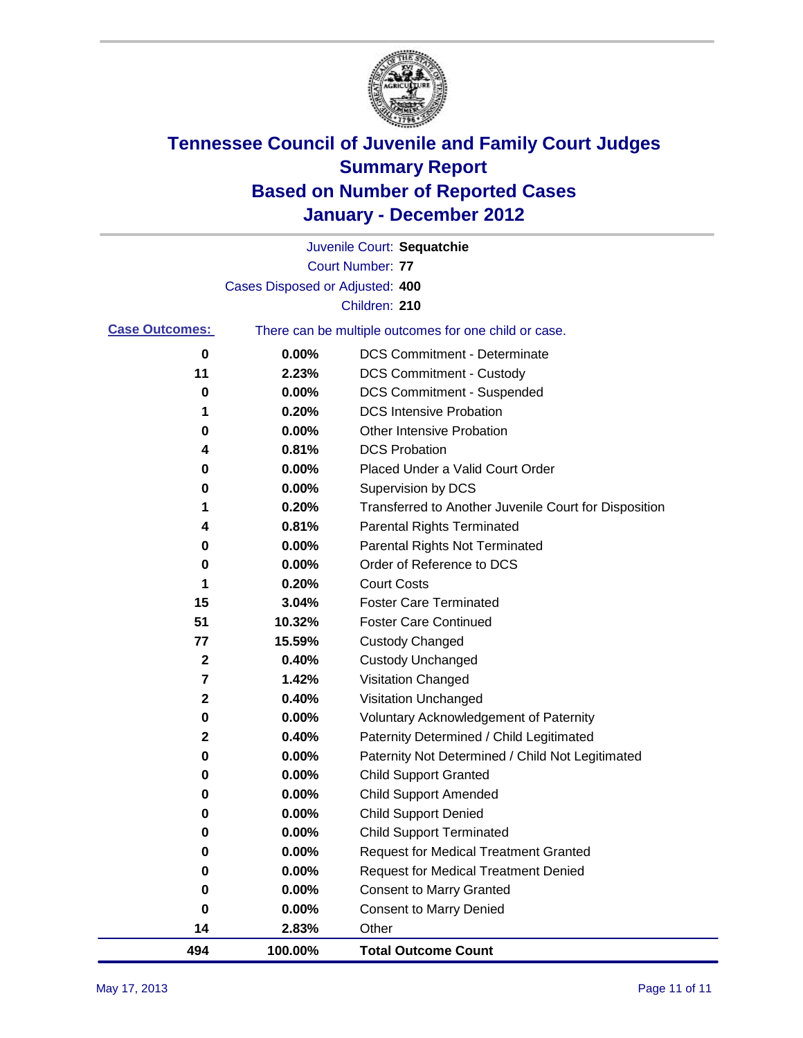# Tennessee Council of Juvenile and Family Court Judges
## Summary Report
## Based on Number of Reported Cases
## January - December 2012

Juvenile Court: **Sequatchie**

Court Number: **77**

Cases Disposed or Adjusted: **400**

Children: **210**

**Case Outcomes:** There can be multiple outcomes for one child or case.

| | | |
|---|---|---|
| 0 | 0.00% | DCS Commitment - Determinate |
| 11 | 2.23% | DCS Commitment - Custody |
| 0 | 0.00% | DCS Commitment - Suspended |
| 1 | 0.20% | DCS Intensive Probation |
| 0 | 0.00% | Other Intensive Probation |
| 4 | 0.81% | DCS Probation |
| 0 | 0.00% | Placed Under a Valid Court Order |
| 0 | 0.00% | Supervision by DCS |
| 1 | 0.20% | Transferred to Another Juvenile Court for Disposition |
| 4 | 0.81% | Parental Rights Terminated |
| 0 | 0.00% | Parental Rights Not Terminated |
| 0 | 0.00% | Order of Reference to DCS |
| 1 | 0.20% | Court Costs |
| 15 | 3.04% | Foster Care Terminated |
| 51 | 10.32% | Foster Care Continued |
| 77 | 15.59% | Custody Changed |
| 2 | 0.40% | Custody Unchanged |
| 7 | 1.42% | Visitation Changed |
| 2 | 0.40% | Visitation Unchanged |
| 0 | 0.00% | Voluntary Acknowledgement of Paternity |
| 2 | 0.40% | Paternity Determined / Child Legitimated |
| 0 | 0.00% | Paternity Not Determined / Child Not Legitimated |
| 0 | 0.00% | Child Support Granted |
| 0 | 0.00% | Child Support Amended |
| 0 | 0.00% | Child Support Denied |
| 0 | 0.00% | Child Support Terminated |
| 0 | 0.00% | Request for Medical Treatment Granted |
| 0 | 0.00% | Request for Medical Treatment Denied |
| 0 | 0.00% | Consent to Marry Granted |
| 0 | 0.00% | Consent to Marry Denied |
| 14 | 2.83% | Other |
| **494** | **100.00%** | **Total Outcome Count** |

May 17, 2013